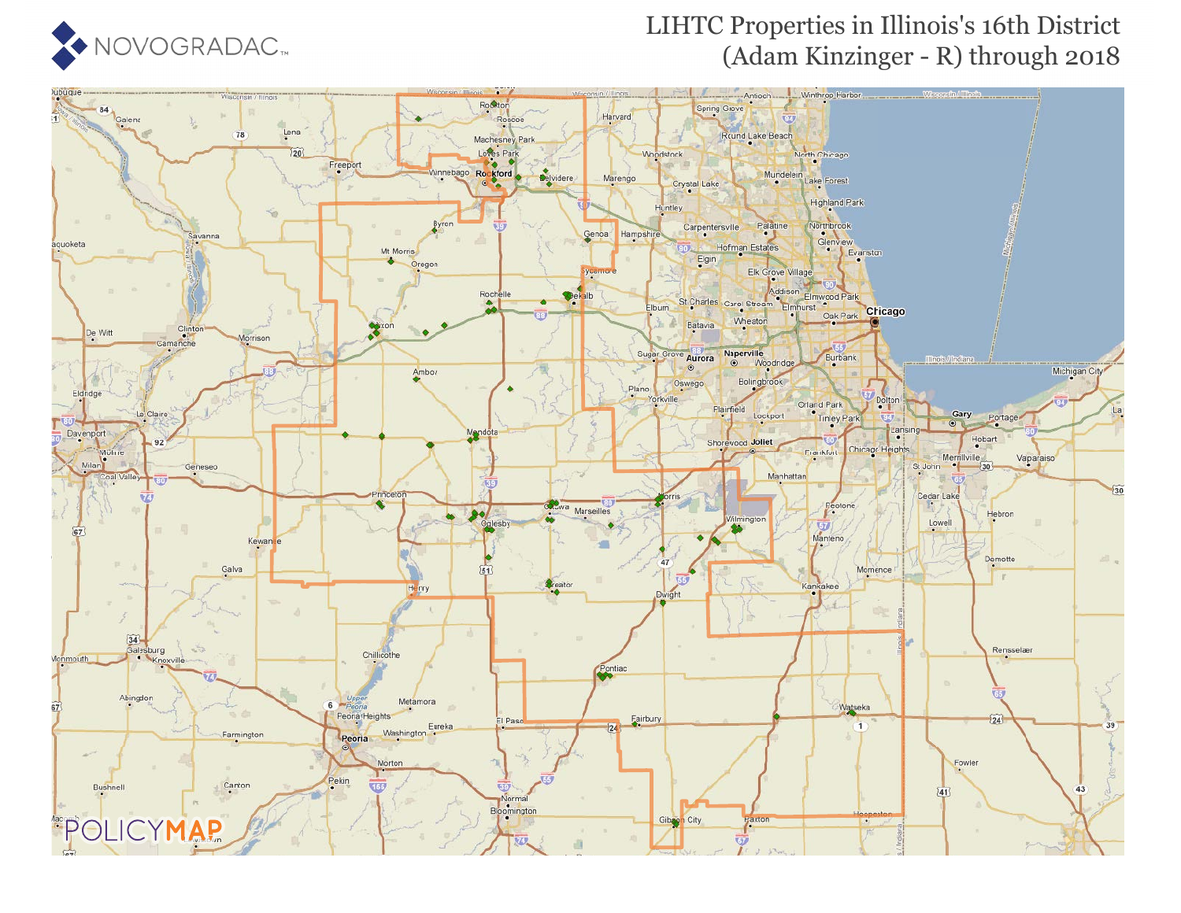NOVOGRADAC

# LIHTC Properties in Illinois's 16th District (Adam Kinzinger - R) through 2018

POLICYMAP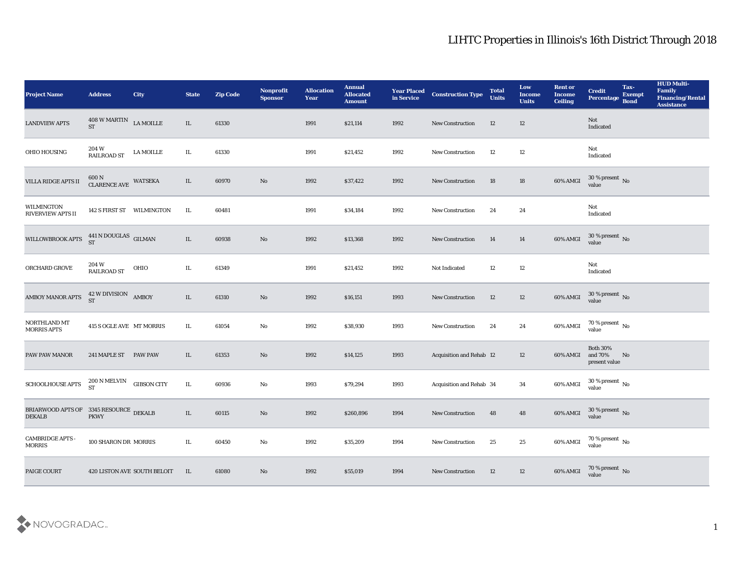# LIHTC Properties in Illinois's 16th District Through 2018

| Project Name | Address | City | State | Zip Code | Nonprofit Sponsor | Allocation Year | Annual Allocated Amount | Year Placed in Service | Construction Type | Total Units | Low Income Units | Rent or Income Ceiling | Credit Percentage | Tax-Exempt Bond | HUD Multi-Family Financing/Rental Assistance |
|---|---|---|---|---|---|---|---|---|---|---|---|---|---|---|---|
| LANDVIEW APTS | 408 W MARTIN ST | LA MOILLE | IL | 61330 | | 1991 | $21,114 | 1992 | New Construction | 12 | 12 | | Not Indicated | | |
| OHIO HOUSING | 204 W RAILROAD ST | LA MOILLE | IL | 61330 | | 1991 | $21,452 | 1992 | New Construction | 12 | 12 | | Not Indicated | | |
| VILLA RIDGE APTS II | 600 N CLARENCE AVE | WATSEKA | IL | 60970 | No | 1992 | $37,422 | 1992 | New Construction | 18 | 18 | 60% AMGI | 30 % present value | No | |
| WILMINGTON RIVERVIEW APTS II | 142 S FIRST ST | WILMINGTON | IL | 60481 | | 1991 | $34,184 | 1992 | New Construction | 24 | 24 | | Not Indicated | | |
| WILLOWBROOK APTS | 441 N DOUGLAS ST | GILMAN | IL | 60938 | No | 1992 | $13,368 | 1992 | New Construction | 14 | 14 | 60% AMGI | 30 % present value | No | |
| ORCHARD GROVE | 204 W RAILROAD ST | OHIO | IL | 61349 | | 1991 | $21,452 | 1992 | Not Indicated | 12 | 12 | | Not Indicated | | |
| AMBOY MANOR APTS | 42 W DIVISION ST | AMBOY | IL | 61310 | No | 1992 | $16,151 | 1993 | New Construction | 12 | 12 | 60% AMGI | 30 % present value | No | |
| NORTHLAND MT MORRIS APTS | 415 S OGLE AVE | MT MORRIS | IL | 61054 | No | 1992 | $38,930 | 1993 | New Construction | 24 | 24 | 60% AMGI | 70 % present value | No | |
| PAW PAW MANOR | 241 MAPLE ST | PAW PAW | IL | 61353 | No | 1992 | $14,125 | 1993 | Acquisition and Rehab | 12 | 12 | 60% AMGI | Both 30% and 70% present value | No | |
| SCHOOLHOUSE APTS | 200 N MELVIN ST | GIBSON CITY | IL | 60936 | No | 1993 | $79,294 | 1993 | Acquisition and Rehab | 34 | 34 | 60% AMGI | 30 % present value | No | |
| BRIARWOOD APTS OF DEKALB | 3345 RESOURCE PKWY | DEKALB | IL | 60115 | No | 1992 | $260,896 | 1994 | New Construction | 48 | 48 | 60% AMGI | 30 % present value | No | |
| CAMBRIDGE APTS - MORRIS | 100 SHARON DR | MORRIS | IL | 60450 | No | 1992 | $35,209 | 1994 | New Construction | 25 | 25 | 60% AMGI | 70 % present value | No | |
| PAIGE COURT | 420 LISTON AVE | SOUTH BELOIT | IL | 61080 | No | 1992 | $55,019 | 1994 | New Construction | 12 | 12 | 60% AMGI | 70 % present value | No | |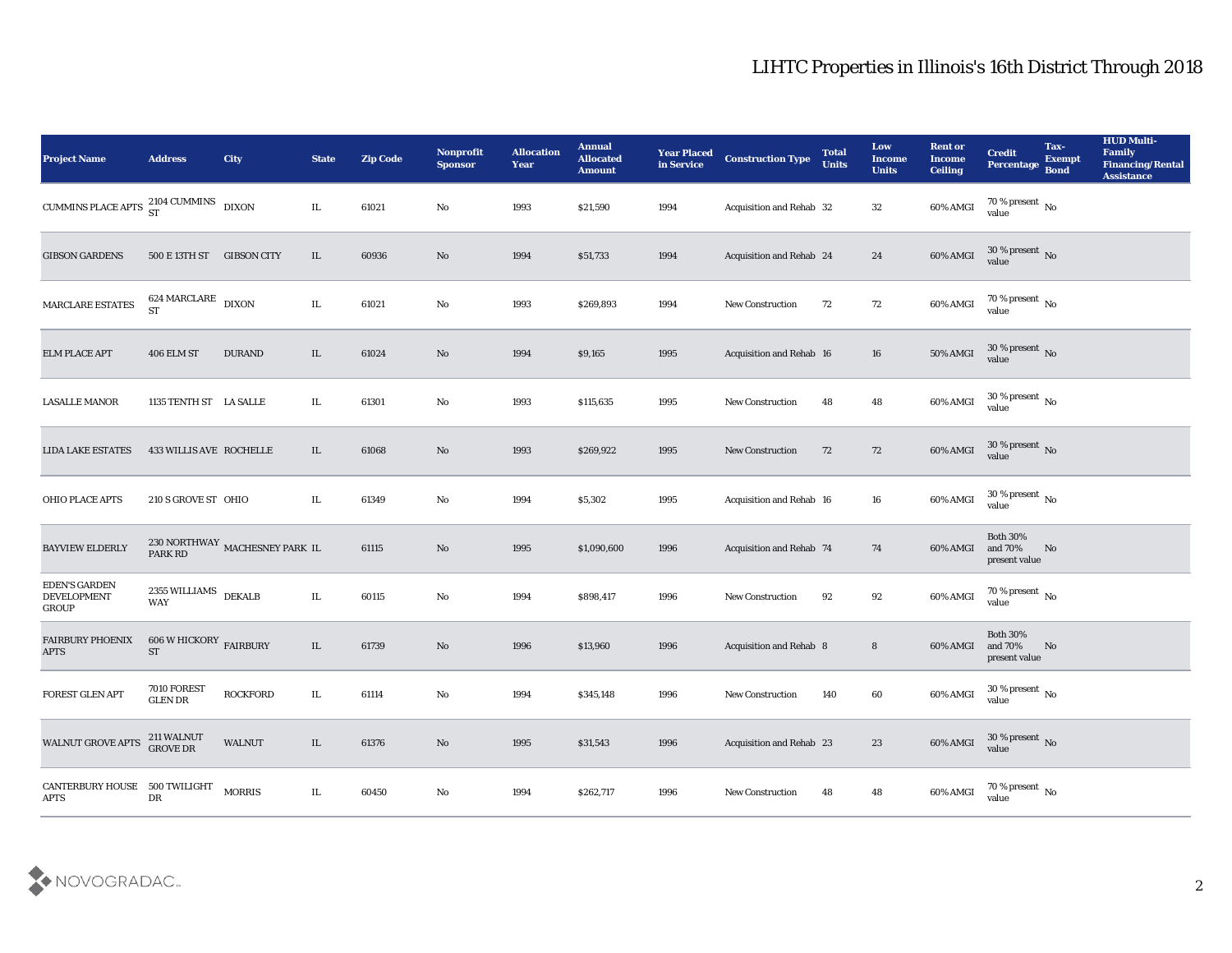# LIHTC Properties in Illinois's 16th District Through 2018

| Project Name | Address | City | State | Zip Code | Nonprofit Sponsor | Allocation Year | Annual Allocated Amount | Year Placed in Service | Construction Type | Total Units | Low Income Units | Rent or Income Ceiling | Credit Percentage | Tax-Exempt Bond | HUD Multi-Family Financing/Rental Assistance |
|---|---|---|---|---|---|---|---|---|---|---|---|---|---|---|---|
| CUMMINS PLACE APTS | 2104 CUMMINS ST | DIXON | IL | 61021 | No | 1993 | $21,590 | 1994 | Acquisition and Rehab | 32 | 32 | 60% AMGI | 70 % present value | No | |
| GIBSON GARDENS | 500 E 13TH ST | GIBSON CITY | IL | 60936 | No | 1994 | $51,733 | 1994 | Acquisition and Rehab | 24 | 24 | 60% AMGI | 30 % present value | No | |
| MARCLARE ESTATES | 624 MARCLARE ST | DIXON | IL | 61021 | No | 1993 | $269,893 | 1994 | New Construction | 72 | 72 | 60% AMGI | 70 % present value | No | |
| ELM PLACE APT | 406 ELM ST | DURAND | IL | 61024 | No | 1994 | $9,165 | 1995 | Acquisition and Rehab | 16 | 16 | 50% AMGI | 30 % present value | No | |
| LASALLE MANOR | 1135 TENTH ST | LA SALLE | IL | 61301 | No | 1993 | $115,635 | 1995 | New Construction | 48 | 48 | 60% AMGI | 30 % present value | No | |
| LIDA LAKE ESTATES | 433 WILLIS AVE | ROCHELLE | IL | 61068 | No | 1993 | $269,922 | 1995 | New Construction | 72 | 72 | 60% AMGI | 30 % present value | No | |
| OHIO PLACE APTS | 210 S GROVE ST | OHIO | IL | 61349 | No | 1994 | $5,302 | 1995 | Acquisition and Rehab | 16 | 16 | 60% AMGI | 30 % present value | No | |
| BAYVIEW ELDERLY | 230 NORTHWAY PARK RD | MACHESNEY PARK | IL | 61115 | No | 1995 | $1,090,600 | 1996 | Acquisition and Rehab | 74 | 74 | 60% AMGI | Both 30% and 70% present value | No | |
| EDEN'S GARDEN DEVELOPMENT GROUP | 2355 WILLIAMS WAY | DEKALB | IL | 60115 | No | 1994 | $898,417 | 1996 | New Construction | 92 | 92 | 60% AMGI | 70 % present value | No | |
| FAIRBURY PHOENIX APTS | 606 W HICKORY ST | FAIRBURY | IL | 61739 | No | 1996 | $13,960 | 1996 | Acquisition and Rehab | 8 | 8 | 60% AMGI | Both 30% and 70% present value | No | |
| FOREST GLEN APT | 7010 FOREST GLEN DR | ROCKFORD | IL | 61114 | No | 1994 | $345,148 | 1996 | New Construction | 140 | 60 | 60% AMGI | 30 % present value | No | |
| WALNUT GROVE APTS | 211 WALNUT GROVE DR | WALNUT | IL | 61376 | No | 1995 | $31,543 | 1996 | Acquisition and Rehab | 23 | 23 | 60% AMGI | 30 % present value | No | |
| CANTERBURY HOUSE APTS | 500 TWILIGHT DR | MORRIS | IL | 60450 | No | 1994 | $262,717 | 1996 | New Construction | 48 | 48 | 60% AMGI | 70 % present value | No | |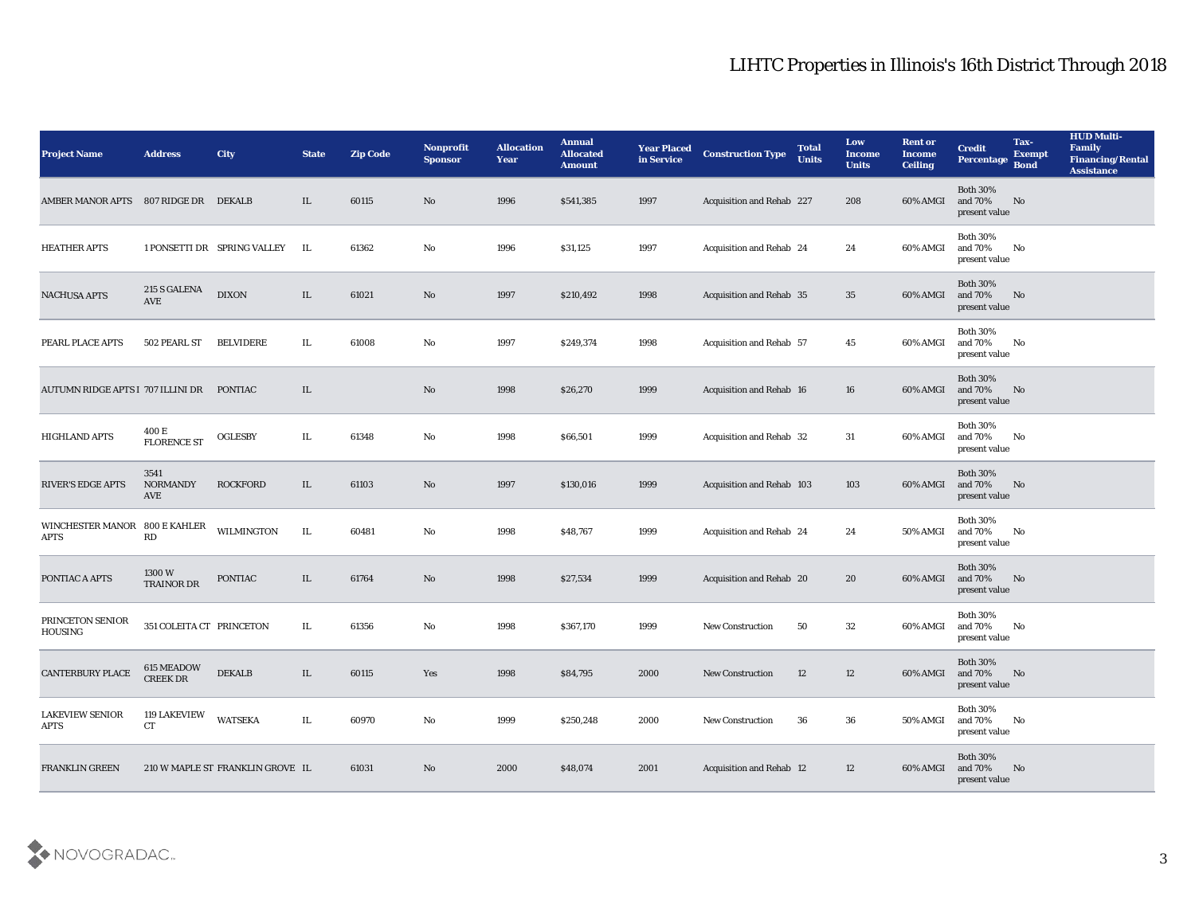# LIHTC Properties in Illinois's 16th District Through 2018

| Project Name | Address | City | State | Zip Code | Nonprofit Sponsor | Allocation Year | Annual Allocated Amount | Year Placed in Service | Construction Type | Total Units | Low Income Units | Rent or Income Ceiling | Credit Percentage | Tax-Exempt Bond | HUD Multi-Family Financing/Rental Assistance |
|---|---|---|---|---|---|---|---|---|---|---|---|---|---|---|---|
| AMBER MANOR APTS | 807 RIDGE DR | DEKALB | IL | 60115 | No | 1996 | $541,385 | 1997 | Acquisition and Rehab | 227 | 208 | 60% AMGI | Both 30% and 70% present value | No | |
| HEATHER APTS | 1 PONSETTI DR | SPRING VALLEY | IL | 61362 | No | 1996 | $31,125 | 1997 | Acquisition and Rehab | 24 | 24 | 60% AMGI | Both 30% and 70% present value | No | |
| NACHUSA APTS | 215 S GALENA AVE | DIXON | IL | 61021 | No | 1997 | $210,492 | 1998 | Acquisition and Rehab | 35 | 35 | 60% AMGI | Both 30% and 70% present value | No | |
| PEARL PLACE APTS | 502 PEARL ST | BELVIDERE | IL | 61008 | No | 1997 | $249,374 | 1998 | Acquisition and Rehab | 57 | 45 | 60% AMGI | Both 30% and 70% present value | No | |
| AUTUMN RIDGE APTS I | 707 ILLINI DR | PONTIAC | IL | | No | 1998 | $26,270 | 1999 | Acquisition and Rehab | 16 | 16 | 60% AMGI | Both 30% and 70% present value | No | |
| HIGHLAND APTS | 400 E FLORENCE ST | OGLESBY | IL | 61348 | No | 1998 | $66,501 | 1999 | Acquisition and Rehab | 32 | 31 | 60% AMGI | Both 30% and 70% present value | No | |
| RIVER'S EDGE APTS | 3541 NORMANDY AVE | ROCKFORD | IL | 61103 | No | 1997 | $130,016 | 1999 | Acquisition and Rehab | 103 | 103 | 60% AMGI | Both 30% and 70% present value | No | |
| WINCHESTER MANOR APTS | 800 E KAHLER RD | WILMINGTON | IL | 60481 | No | 1998 | $48,767 | 1999 | Acquisition and Rehab | 24 | 24 | 50% AMGI | Both 30% and 70% present value | No | |
| PONTIAC A APTS | 1300 W TRAINOR DR | PONTIAC | IL | 61764 | No | 1998 | $27,534 | 1999 | Acquisition and Rehab | 20 | 20 | 60% AMGI | Both 30% and 70% present value | No | |
| PRINCETON SENIOR HOUSING | 351 COLEITA CT | PRINCETON | IL | 61356 | No | 1998 | $367,170 | 1999 | New Construction | 50 | 32 | 60% AMGI | Both 30% and 70% present value | No | |
| CANTERBURY PLACE | 615 MEADOW CREEK DR | DEKALB | IL | 60115 | Yes | 1998 | $84,795 | 2000 | New Construction | 12 | 12 | 60% AMGI | Both 30% and 70% present value | No | |
| LAKEVIEW SENIOR APTS | 119 LAKEVIEW CT | WATSEKA | IL | 60970 | No | 1999 | $250,248 | 2000 | New Construction | 36 | 36 | 50% AMGI | Both 30% and 70% present value | No | |
| FRANKLIN GREEN | 210 W MAPLE ST | FRANKLIN GROVE | IL | 61031 | No | 2000 | $48,074 | 2001 | Acquisition and Rehab | 12 | 12 | 60% AMGI | Both 30% and 70% present value | No | |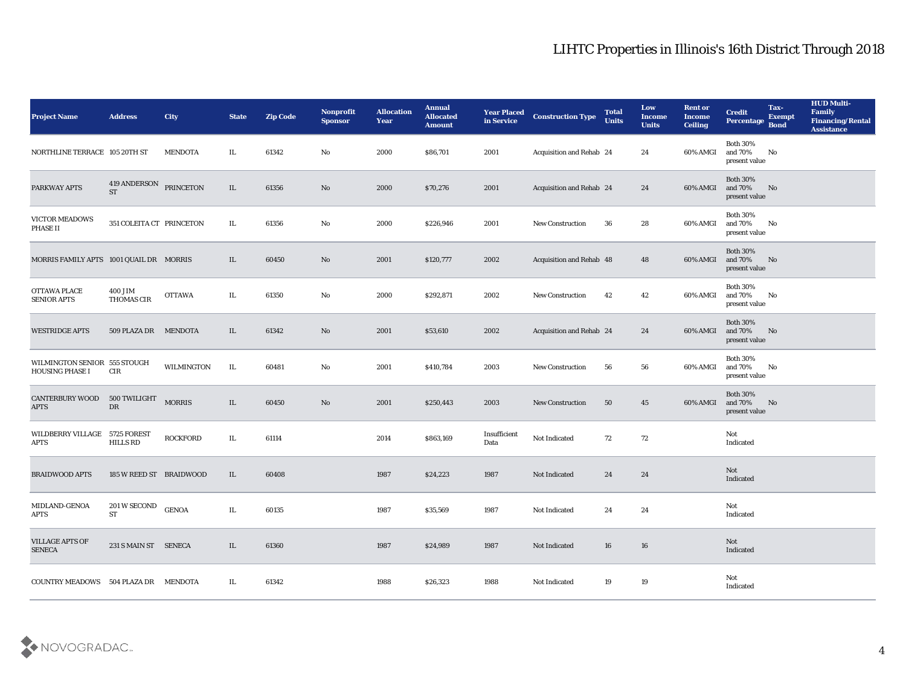# LIHTC Properties in Illinois's 16th District Through 2018

| Project Name | Address | City | State | Zip Code | Nonprofit Sponsor | Allocation Year | Annual Allocated Amount | Year Placed in Service | Construction Type | Total Units | Low Income Units | Rent or Income Ceiling | Credit Percentage | Tax-Exempt Bond | HUD Multi-Family Financing/Rental Assistance |
|---|---|---|---|---|---|---|---|---|---|---|---|---|---|---|---|
| NORTHLINE TERRACE | 105 20TH ST | MENDOTA | IL | 61342 | No | 2000 | $86,701 | 2001 | Acquisition and Rehab | 24 | 24 | 60% AMGI | Both 30% and 70% present value | No | |
| PARKWAY APTS | 419 ANDERSON ST | PRINCETON | IL | 61356 | No | 2000 | $70,276 | 2001 | Acquisition and Rehab | 24 | 24 | 60% AMGI | Both 30% and 70% present value | No | |
| VICTOR MEADOWS PHASE II | 351 COLEITA CT | PRINCETON | IL | 61356 | No | 2000 | $226,946 | 2001 | New Construction | 36 | 28 | 60% AMGI | Both 30% and 70% present value | No | |
| MORRIS FAMILY APTS | 1001 QUAIL DR | MORRIS | IL | 60450 | No | 2001 | $120,777 | 2002 | Acquisition and Rehab | 48 | 48 | 60% AMGI | Both 30% and 70% present value | No | |
| OTTAWA PLACE SENIOR APTS | 400 JIM THOMAS CIR | OTTAWA | IL | 61350 | No | 2000 | $292,871 | 2002 | New Construction | 42 | 42 | 60% AMGI | Both 30% and 70% present value | No | |
| WESTRIDGE APTS | 509 PLAZA DR | MENDOTA | IL | 61342 | No | 2001 | $53,610 | 2002 | Acquisition and Rehab | 24 | 24 | 60% AMGI | Both 30% and 70% present value | No | |
| WILMINGTON SENIOR HOUSING PHASE I | 555 STOUGH CIR | WILMINGTON | IL | 60481 | No | 2001 | $410,784 | 2003 | New Construction | 56 | 56 | 60% AMGI | Both 30% and 70% present value | No | |
| CANTERBURY WOOD APTS | 500 TWILIGHT DR | MORRIS | IL | 60450 | No | 2001 | $250,443 | 2003 | New Construction | 50 | 45 | 60% AMGI | Both 30% and 70% present value | No | |
| WILDBERRY VILLAGE APTS | 5725 FOREST HILLS RD | ROCKFORD | IL | 61114 | | 2014 | $863,169 | Insufficient Data | Not Indicated | 72 | 72 | | Not Indicated | | |
| BRAIDWOOD APTS | 185 W REED ST | BRAIDWOOD | IL | 60408 | | 1987 | $24,223 | 1987 | Not Indicated | 24 | 24 | | Not Indicated | | |
| MIDLAND-GENOA APTS | 201 W SECOND ST | GENOA | IL | 60135 | | 1987 | $35,569 | 1987 | Not Indicated | 24 | 24 | | Not Indicated | | |
| VILLAGE APTS OF SENECA | 231 S MAIN ST | SENECA | IL | 61360 | | 1987 | $24,989 | 1987 | Not Indicated | 16 | 16 | | Not Indicated | | |
| COUNTRY MEADOWS | 504 PLAZA DR | MENDOTA | IL | 61342 | | 1988 | $26,323 | 1988 | Not Indicated | 19 | 19 | | Not Indicated | | |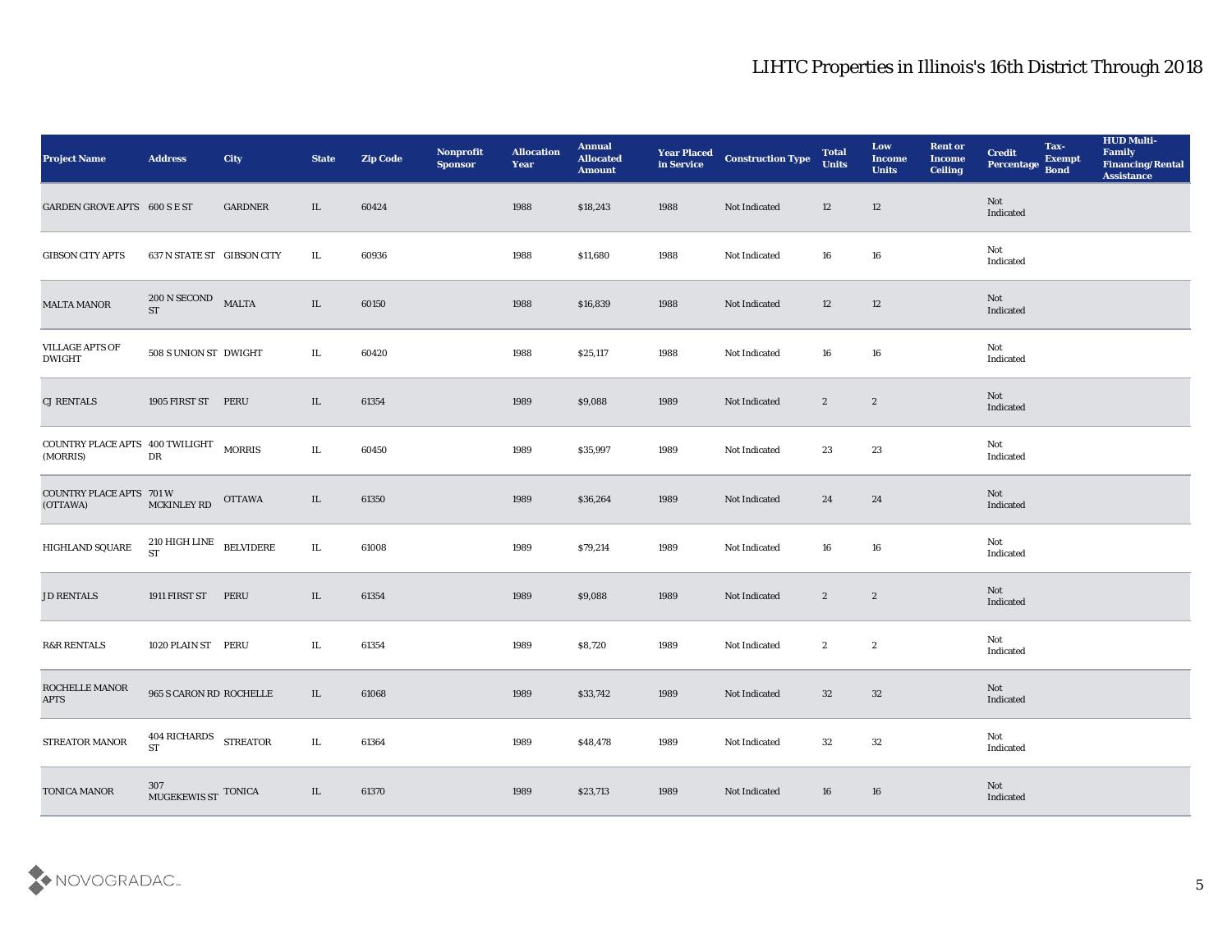# LIHTC Properties in Illinois's 16th District Through 2018

| Project Name | Address | City | State | Zip Code | Nonprofit Sponsor | Allocation Year | Annual Allocated Amount | Year Placed in Service | Construction Type | Total Units | Low Income Units | Rent or Income Ceiling | Credit Percentage | Tax-Exempt Bond | HUD Multi-Family Financing/Rental Assistance |
|---|---|---|---|---|---|---|---|---|---|---|---|---|---|---|---|
| GARDEN GROVE APTS | 600 S E ST | GARDNER | IL | 60424 | | 1988 | $18,243 | 1988 | Not Indicated | 12 | 12 | | Not Indicated | | |
| GIBSON CITY APTS | 637 N STATE ST | GIBSON CITY | IL | 60936 | | 1988 | $11,680 | 1988 | Not Indicated | 16 | 16 | | Not Indicated | | |
| MALTA MANOR | 200 N SECOND ST | MALTA | IL | 60150 | | 1988 | $16,839 | 1988 | Not Indicated | 12 | 12 | | Not Indicated | | |
| VILLAGE APTS OF DWIGHT | 508 S UNION ST | DWIGHT | IL | 60420 | | 1988 | $25,117 | 1988 | Not Indicated | 16 | 16 | | Not Indicated | | |
| CJ RENTALS | 1905 FIRST ST | PERU | IL | 61354 | | 1989 | $9,088 | 1989 | Not Indicated | 2 | 2 | | Not Indicated | | |
| COUNTRY PLACE APTS (MORRIS) | 400 TWILIGHT DR | MORRIS | IL | 60450 | | 1989 | $35,997 | 1989 | Not Indicated | 23 | 23 | | Not Indicated | | |
| COUNTRY PLACE APTS (OTTAWA) | 701 W MCKINLEY RD | OTTAWA | IL | 61350 | | 1989 | $36,264 | 1989 | Not Indicated | 24 | 24 | | Not Indicated | | |
| HIGHLAND SQUARE | 210 HIGH LINE ST | BELVIDERE | IL | 61008 | | 1989 | $79,214 | 1989 | Not Indicated | 16 | 16 | | Not Indicated | | |
| J D RENTALS | 1911 FIRST ST | PERU | IL | 61354 | | 1989 | $9,088 | 1989 | Not Indicated | 2 | 2 | | Not Indicated | | |
| R&R RENTALS | 1020 PLAIN ST | PERU | IL | 61354 | | 1989 | $8,720 | 1989 | Not Indicated | 2 | 2 | | Not Indicated | | |
| ROCHELLE MANOR APTS | 965 S CARON RD | ROCHELLE | IL | 61068 | | 1989 | $33,742 | 1989 | Not Indicated | 32 | 32 | | Not Indicated | | |
| STREATOR MANOR | 404 RICHARDS ST | STREATOR | IL | 61364 | | 1989 | $48,478 | 1989 | Not Indicated | 32 | 32 | | Not Indicated | | |
| TONICA MANOR | 307 MUGEKEWIS ST | TONICA | IL | 61370 | | 1989 | $23,713 | 1989 | Not Indicated | 16 | 16 | | Not Indicated | | |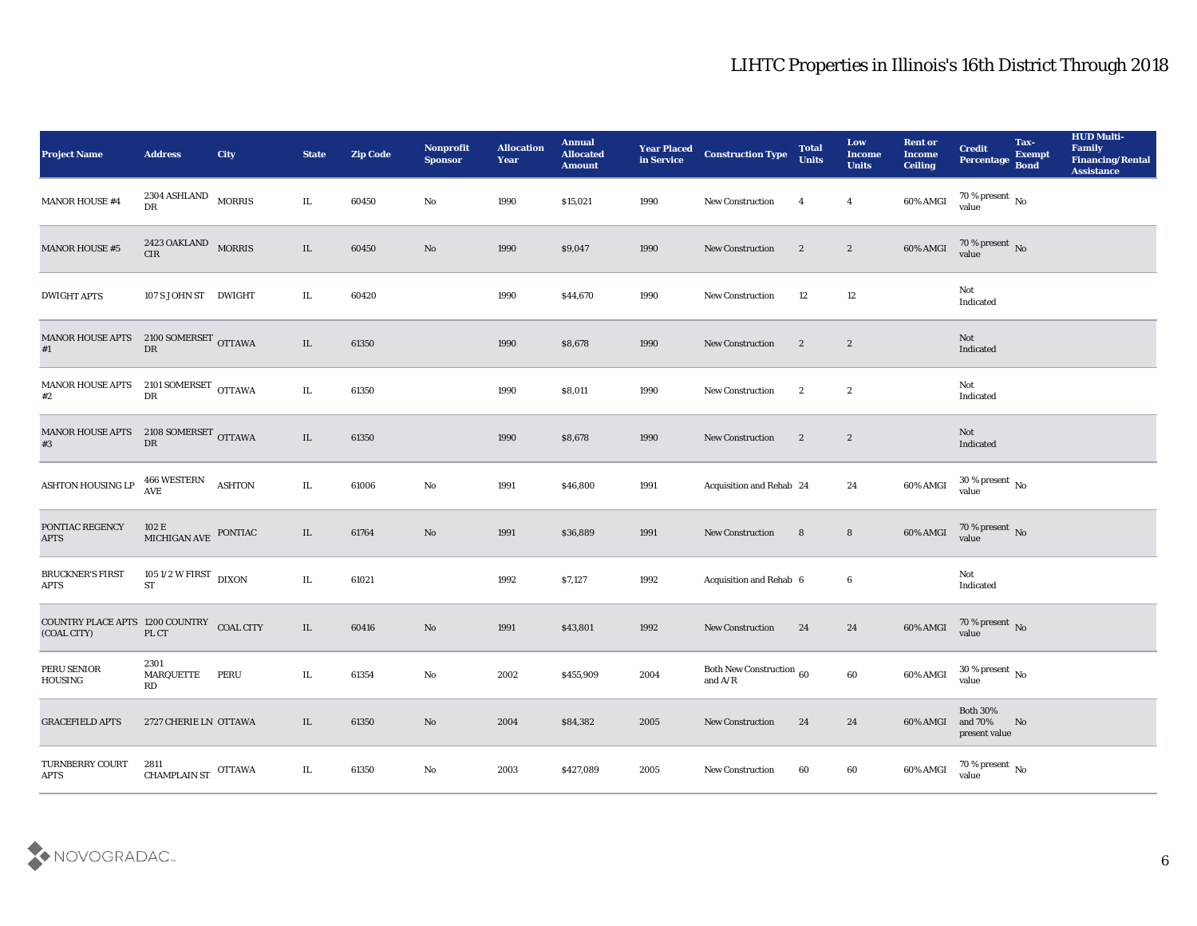## LIHTC Properties in Illinois's 16th District Through 2018

| Project Name | Address | City | State | Zip Code | Nonprofit Sponsor | Allocation Year | Annual Allocated Amount | Year Placed in Service | Construction Type | Total Units | Low Income Units | Rent or Income Ceiling | Credit Percentage | Tax-Exempt Bond | HUD Multi-Family Financing/Rental Assistance |
|---|---|---|---|---|---|---|---|---|---|---|---|---|---|---|---|
| MANOR HOUSE #4 | 2304 ASHLAND DR | MORRIS | IL | 60450 | No | 1990 | $15,021 | 1990 | New Construction | 4 | 4 | 60% AMGI | 70 % present value | No | |
| MANOR HOUSE #5 | 2423 OAKLAND CIR | MORRIS | IL | 60450 | No | 1990 | $9,047 | 1990 | New Construction | 2 | 2 | 60% AMGI | 70 % present value | No | |
| DWIGHT APTS | 107 S JOHN ST | DWIGHT | IL | 60420 | | 1990 | $44,670 | 1990 | New Construction | 12 | 12 | | Not Indicated | | |
| MANOR HOUSE APTS #1 | 2100 SOMERSET DR | OTTAWA | IL | 61350 | | 1990 | $8,678 | 1990 | New Construction | 2 | 2 | | Not Indicated | | |
| MANOR HOUSE APTS #2 | 2101 SOMERSET DR | OTTAWA | IL | 61350 | | 1990 | $8,011 | 1990 | New Construction | 2 | 2 | | Not Indicated | | |
| MANOR HOUSE APTS #3 | 2108 SOMERSET DR | OTTAWA | IL | 61350 | | 1990 | $8,678 | 1990 | New Construction | 2 | 2 | | Not Indicated | | |
| ASHTON HOUSING LP | 466 WESTERN AVE | ASHTON | IL | 61006 | No | 1991 | $46,800 | 1991 | Acquisition and Rehab | 24 | 24 | 60% AMGI | 30 % present value | No | |
| PONTIAC REGENCY APTS | 102 E MICHIGAN AVE | PONTIAC | IL | 61764 | No | 1991 | $36,889 | 1991 | New Construction | 8 | 8 | 60% AMGI | 70 % present value | No | |
| BRUCKNER'S FIRST APTS | 105 1/2 W FIRST ST | DIXON | IL | 61021 | | 1992 | $7,127 | 1992 | Acquisition and Rehab | 6 | 6 | | Not Indicated | | |
| COUNTRY PLACE APTS (COAL CITY) | 1200 COUNTRY PL CT | COAL CITY | IL | 60416 | No | 1991 | $43,801 | 1992 | New Construction | 24 | 24 | 60% AMGI | 70 % present value | No | |
| PERU SENIOR HOUSING | 2301 MARQUETTE RD | PERU | IL | 61354 | No | 2002 | $455,909 | 2004 | Both New Construction and A/R | 60 | 60 | 60% AMGI | 30 % present value | No | |
| GRACEFIELD APTS | 2727 CHERIE LN | OTTAWA | IL | 61350 | No | 2004 | $84,382 | 2005 | New Construction | 24 | 24 | 60% AMGI | Both 30% and 70% present value | No | |
| TURNBERRY COURT APTS | 2811 CHAMPLAIN ST | OTTAWA | IL | 61350 | No | 2003 | $427,089 | 2005 | New Construction | 60 | 60 | 60% AMGI | 70 % present value | No | |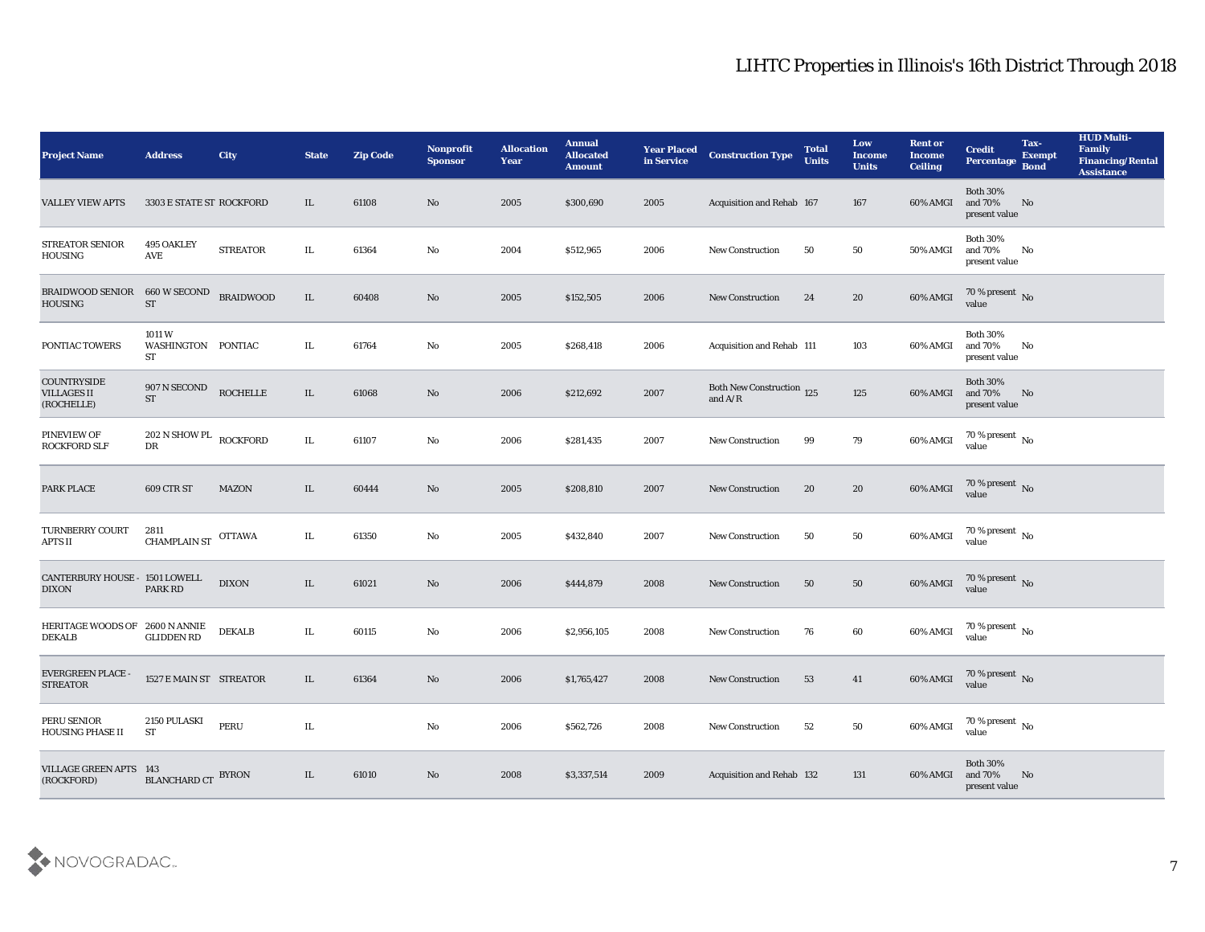# LIHTC Properties in Illinois's 16th District Through 2018

| Project Name | Address | City | State | Zip Code | Nonprofit Sponsor | Allocation Year | Annual Allocated Amount | Year Placed in Service | Construction Type | Total Units | Low Income Units | Rent or Income Ceiling | Credit Percentage | Tax-Exempt Bond | HUD Multi-Family Financing/Rental Assistance |
|---|---|---|---|---|---|---|---|---|---|---|---|---|---|---|---|
| VALLEY VIEW APTS | 3303 E STATE ST | ROCKFORD | IL | 61108 | No | 2005 | $300,690 | 2005 | Acquisition and Rehab | 167 | 167 | 60% AMGI | Both 30% and 70% present value | No | |
| STREATOR SENIOR HOUSING | 495 OAKLEY AVE | STREATOR | IL | 61364 | No | 2004 | $512,965 | 2006 | New Construction | 50 | 50 | 50% AMGI | Both 30% and 70% present value | No | |
| BRAIDWOOD SENIOR HOUSING | 660 W SECOND ST | BRAIDWOOD | IL | 60408 | No | 2005 | $152,505 | 2006 | New Construction | 24 | 20 | 60% AMGI | 70 % present value | No | |
| PONTIAC TOWERS | 1011 W WASHINGTON ST | PONTIAC | IL | 61764 | No | 2005 | $268,418 | 2006 | Acquisition and Rehab | 111 | 103 | 60% AMGI | Both 30% and 70% present value | No | |
| COUNTRYSIDE VILLAGES II (ROCHELLE) | 907 N SECOND ST | ROCHELLE | IL | 61068 | No | 2006 | $212,692 | 2007 | Both New Construction and A/R | 125 | 125 | 60% AMGI | Both 30% and 70% present value | No | |
| PINEVIEW OF ROCKFORD SLF | 202 N SHOW PL DR | ROCKFORD | IL | 61107 | No | 2006 | $281,435 | 2007 | New Construction | 99 | 79 | 60% AMGI | 70 % present value | No | |
| PARK PLACE | 609 CTR ST | MAZON | IL | 60444 | No | 2005 | $208,810 | 2007 | New Construction | 20 | 20 | 60% AMGI | 70 % present value | No | |
| TURNBERRY COURT APTS II | 2811 CHAMPLAIN ST | OTTAWA | IL | 61350 | No | 2005 | $432,840 | 2007 | New Construction | 50 | 50 | 60% AMGI | 70 % present value | No | |
| CANTERBURY HOUSE - DIXON | 1501 LOWELL PARK RD | DIXON | IL | 61021 | No | 2006 | $444,879 | 2008 | New Construction | 50 | 50 | 60% AMGI | 70 % present value | No | |
| HERITAGE WOODS OF DEKALB | 2600 N ANNIE GLIDDEN RD | DEKALB | IL | 60115 | No | 2006 | $2,956,105 | 2008 | New Construction | 76 | 60 | 60% AMGI | 70 % present value | No | |
| EVERGREEN PLACE - STREATOR | 1527 E MAIN ST | STREATOR | IL | 61364 | No | 2006 | $1,765,427 | 2008 | New Construction | 53 | 41 | 60% AMGI | 70 % present value | No | |
| PERU SENIOR HOUSING PHASE II | 2150 PULASKI ST | PERU | IL | | No | 2006 | $562,726 | 2008 | New Construction | 52 | 50 | 60% AMGI | 70 % present value | No | |
| VILLAGE GREEN APTS (ROCKFORD) | 143 BLANCHARD CT | BYRON | IL | 61010 | No | 2008 | $3,337,514 | 2009 | Acquisition and Rehab | 132 | 131 | 60% AMGI | Both 30% and 70% present value | No | |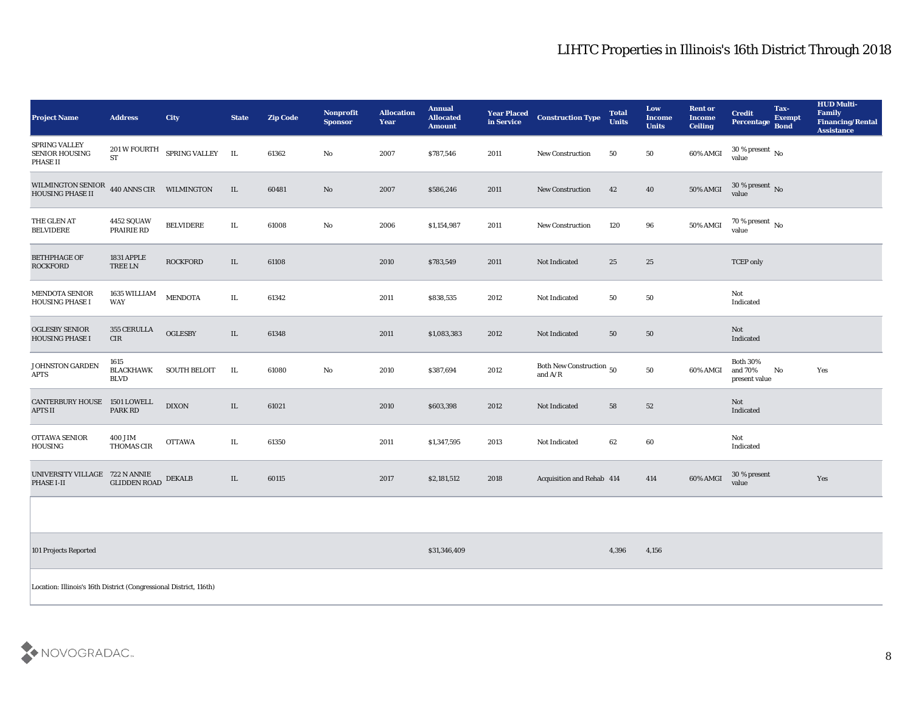# LIHTC Properties in Illinois's 16th District Through 2018

| Project Name | Address | City | State | Zip Code | Nonprofit Sponsor | Allocation Year | Annual Allocated Amount | Year Placed in Service | Construction Type | Total Units | Low Income Units | Rent or Income Ceiling | Credit Percentage | Tax-Exempt Bond | HUD Multi-Family Financing/Rental Assistance |
|---|---|---|---|---|---|---|---|---|---|---|---|---|---|---|---|
| SPRING VALLEY SENIOR HOUSING PHASE II | 201 W FOURTH ST | SPRING VALLEY | IL | 61362 | No | 2007 | $787,546 | 2011 | New Construction | 50 | 50 | 60% AMGI | 30 % present value | No | |
| WILMINGTON SENIOR HOUSING PHASE II | 440 ANNS CIR | WILMINGTON | IL | 60481 | No | 2007 | $586,246 | 2011 | New Construction | 42 | 40 | 50% AMGI | 30 % present value | No | |
| THE GLEN AT BELVIDERE | 4452 SQUAW PRAIRIE RD | BELVIDERE | IL | 61008 | No | 2006 | $1,154,987 | 2011 | New Construction | 120 | 96 | 50% AMGI | 70 % present value | No | |
| BETHPHAGE OF ROCKFORD | 1831 APPLE TREE LN | ROCKFORD | IL | 61108 | | 2010 | $783,549 | 2011 | Not Indicated | 25 | 25 | | TCEP only | | |
| MENDOTA SENIOR HOUSING PHASE I | 1635 WILLIAM WAY | MENDOTA | IL | 61342 | | 2011 | $838,535 | 2012 | Not Indicated | 50 | 50 | | Not Indicated | | |
| OGLESBY SENIOR HOUSING PHASE I | 355 CERULLA CIR | OGLESBY | IL | 61348 | | 2011 | $1,083,383 | 2012 | Not Indicated | 50 | 50 | | Not Indicated | | |
| JOHNSTON GARDEN APTS | 1615 BLACKHAWK BLVD | SOUTH BELOIT | IL | 61080 | No | 2010 | $387,694 | 2012 | Both New Construction and A/R | 50 | 50 | 60% AMGI | Both 30% and 70% present value | No | Yes |
| CANTERBURY HOUSE APTS II | 1501 LOWELL PARK RD | DIXON | IL | 61021 | | 2010 | $603,398 | 2012 | Not Indicated | 58 | 52 | | Not Indicated | | |
| OTTAWA SENIOR HOUSING | 400 JIM THOMAS CIR | OTTAWA | IL | 61350 | | 2011 | $1,347,595 | 2013 | Not Indicated | 62 | 60 | | Not Indicated | | |
| UNIVERSITY VILLAGE PHASE I-II | 722 N ANNIE GLIDDEN ROAD | DEKALB | IL | 60115 | | 2017 | $2,181,512 | 2018 | Acquisition and Rehab | 414 | 414 | 60% AMGI | 30 % present value | | Yes |
| | | | | | | | | | | | | | | | |
| 101 Projects Reported | | | | | | | $31,346,409 | | | 4,396 | 4,156 | | | | |

Location: Illinois's 16th District (Congressional District, 116th)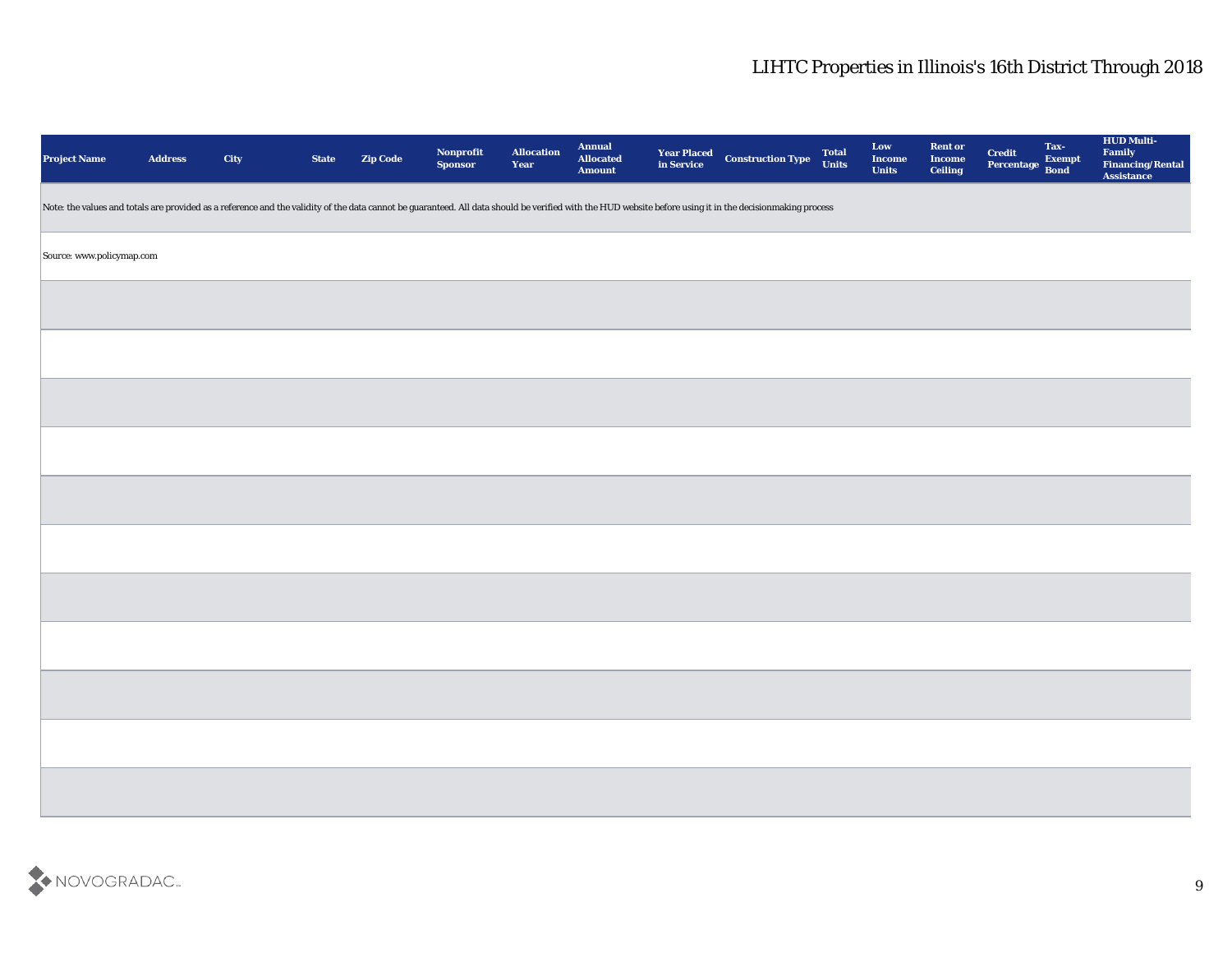# LIHTC Properties in Illinois's 16th District Through 2018

| Project Name | Address | City | State | Zip Code | Nonprofit Sponsor | Allocation Year | Annual Allocated Amount | Year Placed in Service | Construction Type | Total Units | Low Income Units | Rent or Income Ceiling | Credit Percentage | Tax-Exempt Bond | HUD Multi-Family Financing/Rental Assistance |
|---|---|---|---|---|---|---|---|---|---|---|---|---|---|---|---|

Note: the values and totals are provided as a reference and the validity of the data cannot be guaranteed. All data should be verified with the HUD website before using it in the decisionmaking process

Source: www.policymap.com